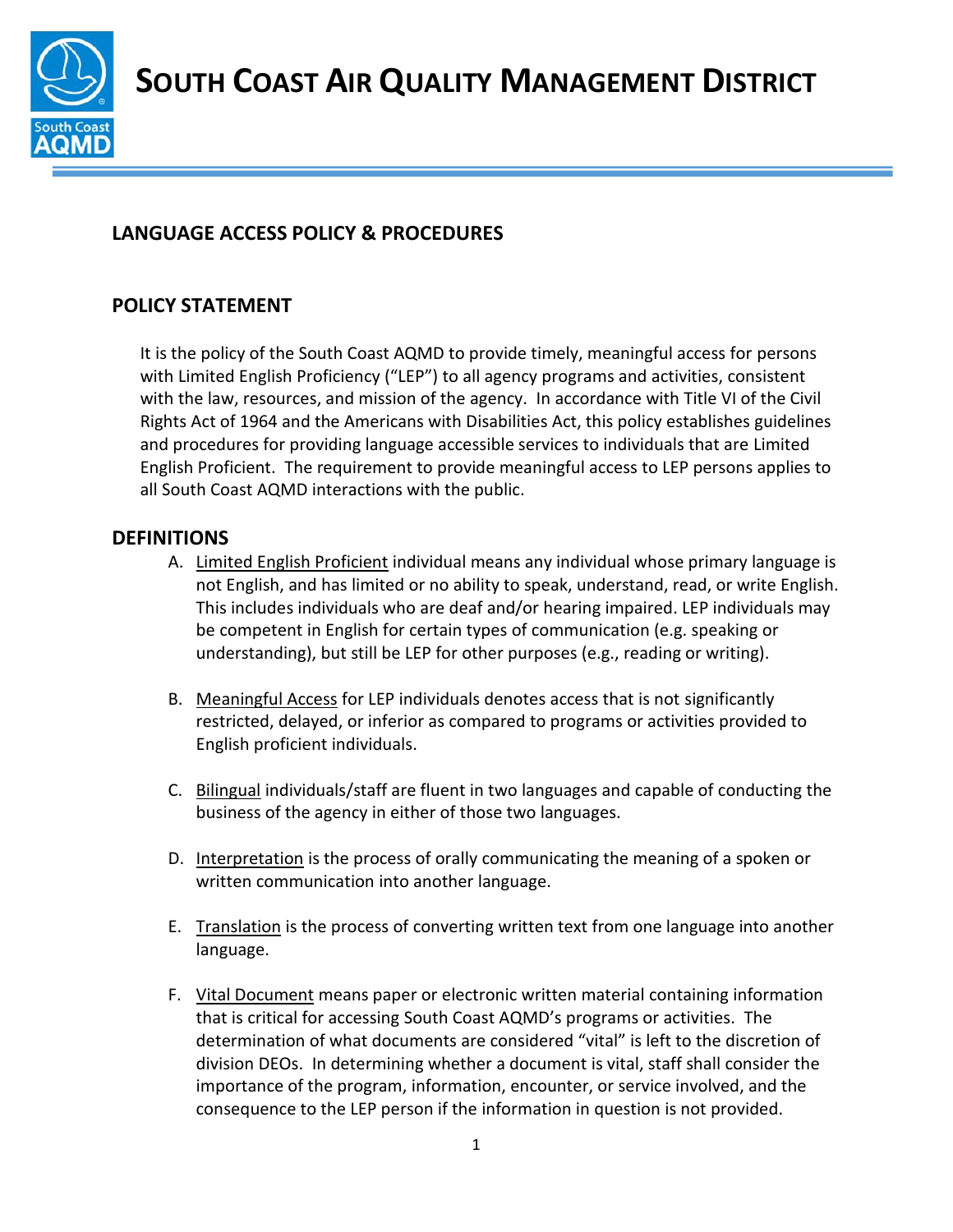# SOUTH COAST AIR QUALITY MANAGEMENT DISTRICT

## LANGUAGE ACCESS POLICY & PROCEDURES

## POLICY STATEMENT

It is the policy of the South Coast AQMD to provide timely, meaningful access for persons with Limited English Proficiency ("LEP") to all agency programs and activities, consistent with the law, resources, and mission of the agency. In accordance with Title VI of the Civil Rights Act of 1964 and the Americans with Disabilities Act, this policy establishes guidelines and procedures for providing language accessible services to individuals that are Limited English Proficient. The requirement to provide meaningful access to LEP persons applies to all South Coast AQMD interactions with the public.

## DEFINITIONS

A. Limited English Proficient individual means any individual whose primary language is not English, and has limited or no ability to speak, understand, read, or write English. This includes individuals who are deaf and/or hearing impaired. LEP individuals may be competent in English for certain types of communication (e.g. speaking or understanding), but still be LEP for other purposes (e.g., reading or writing).

B. Meaningful Access for LEP individuals denotes access that is not significantly restricted, delayed, or inferior as compared to programs or activities provided to English proficient individuals.

C. Bilingual individuals/staff are fluent in two languages and capable of conducting the business of the agency in either of those two languages.

D. Interpretation is the process of orally communicating the meaning of a spoken or written communication into another language.

E. Translation is the process of converting written text from one language into another language.

F. Vital Document means paper or electronic written material containing information that is critical for accessing South Coast AQMD's programs or activities. The determination of what documents are considered "vital" is left to the discretion of division DEOs. In determining whether a document is vital, staff shall consider the importance of the program, information, encounter, or service involved, and the consequence to the LEP person if the information in question is not provided.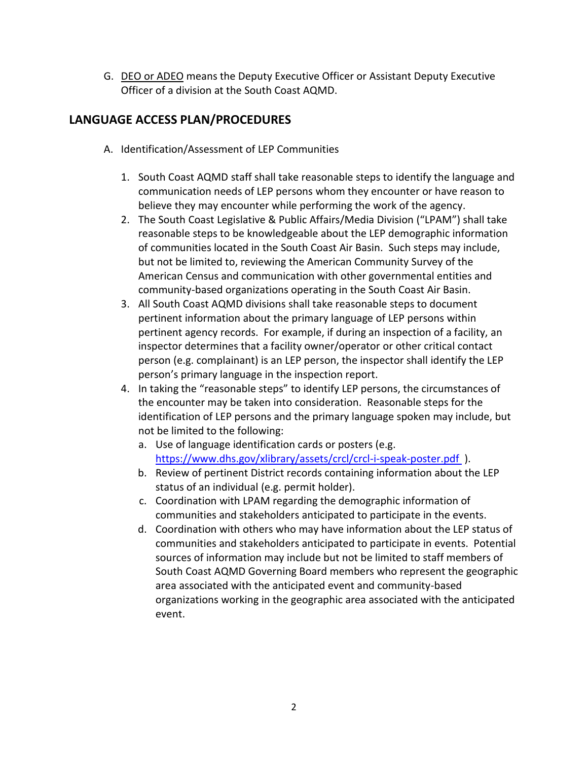G. <u>DEO or ADEO</u> means the Deputy Executive Officer or Assistant Deputy Executive Officer of a division at the South Coast AQMD.

## LANGUAGE ACCESS PLAN/PROCEDURES

A. Identification/Assessment of LEP Communities

1. South Coast AQMD staff shall take reasonable steps to identify the language and communication needs of LEP persons whom they encounter or have reason to believe they may encounter while performing the work of the agency.
2. The South Coast Legislative & Public Affairs/Media Division ("LPAM") shall take reasonable steps to be knowledgeable about the LEP demographic information of communities located in the South Coast Air Basin. Such steps may include, but not be limited to, reviewing the American Community Survey of the American Census and communication with other governmental entities and community-based organizations operating in the South Coast Air Basin.
3. All South Coast AQMD divisions shall take reasonable steps to document pertinent information about the primary language of LEP persons within pertinent agency records. For example, if during an inspection of a facility, an inspector determines that a facility owner/operator or other critical contact person (e.g. complainant) is an LEP person, the inspector shall identify the LEP person's primary language in the inspection report.
4. In taking the "reasonable steps" to identify LEP persons, the circumstances of the encounter may be taken into consideration. Reasonable steps for the identification of LEP persons and the primary language spoken may include, but not be limited to the following:
   a. Use of language identification cards or posters (e.g. [https://www.dhs.gov/xlibrary/assets/crcl/crcl-i-speak-poster.pdf](https://www.dhs.gov/xlibrary/assets/crcl/crcl-i-speak-poster.pdf) ).
   b. Review of pertinent District records containing information about the LEP status of an individual (e.g. permit holder).
   c. Coordination with LPAM regarding the demographic information of communities and stakeholders anticipated to participate in the events.
   d. Coordination with others who may have information about the LEP status of communities and stakeholders anticipated to participate in events. Potential sources of information may include but not be limited to staff members of South Coast AQMD Governing Board members who represent the geographic area associated with the anticipated event and community-based organizations working in the geographic area associated with the anticipated event.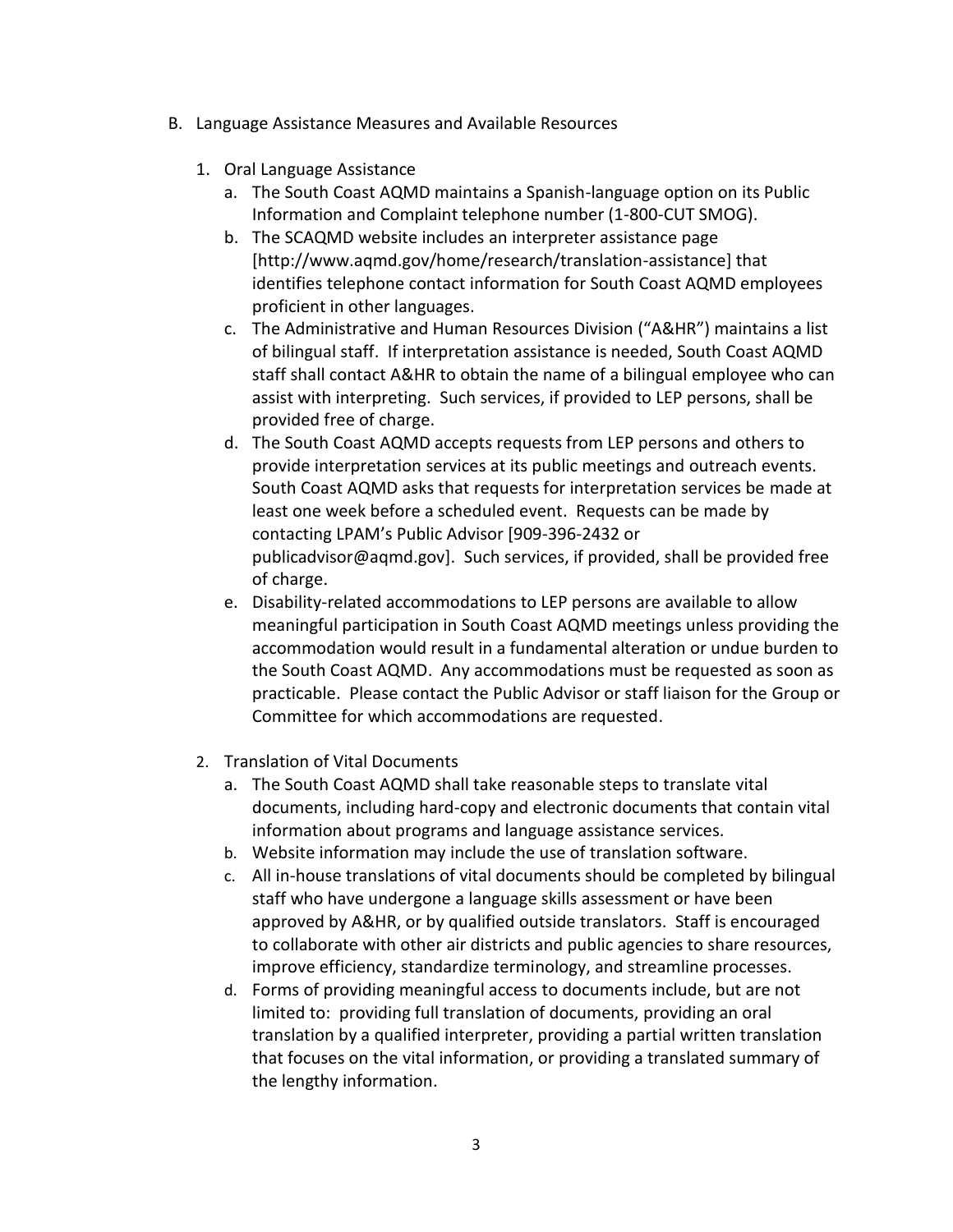B. Language Assistance Measures and Available Resources

1. Oral Language Assistance
   a. The South Coast AQMD maintains a Spanish-language option on its Public Information and Complaint telephone number (1-800-CUT SMOG).
   b. The SCAQMD website includes an interpreter assistance page [http://www.aqmd.gov/home/research/translation-assistance] that identifies telephone contact information for South Coast AQMD employees proficient in other languages.
   c. The Administrative and Human Resources Division ("A&HR") maintains a list of bilingual staff. If interpretation assistance is needed, South Coast AQMD staff shall contact A&HR to obtain the name of a bilingual employee who can assist with interpreting. Such services, if provided to LEP persons, shall be provided free of charge.
   d. The South Coast AQMD accepts requests from LEP persons and others to provide interpretation services at its public meetings and outreach events. South Coast AQMD asks that requests for interpretation services be made at least one week before a scheduled event. Requests can be made by contacting LPAM's Public Advisor [909-396-2432 or publicadvisor@aqmd.gov]. Such services, if provided, shall be provided free of charge.
   e. Disability-related accommodations to LEP persons are available to allow meaningful participation in South Coast AQMD meetings unless providing the accommodation would result in a fundamental alteration or undue burden to the South Coast AQMD. Any accommodations must be requested as soon as practicable. Please contact the Public Advisor or staff liaison for the Group or Committee for which accommodations are requested.

2. Translation of Vital Documents
   a. The South Coast AQMD shall take reasonable steps to translate vital documents, including hard-copy and electronic documents that contain vital information about programs and language assistance services.
   b. Website information may include the use of translation software.
   c. All in-house translations of vital documents should be completed by bilingual staff who have undergone a language skills assessment or have been approved by A&HR, or by qualified outside translators. Staff is encouraged to collaborate with other air districts and public agencies to share resources, improve efficiency, standardize terminology, and streamline processes.
   d. Forms of providing meaningful access to documents include, but are not limited to: providing full translation of documents, providing an oral translation by a qualified interpreter, providing a partial written translation that focuses on the vital information, or providing a translated summary of the lengthy information.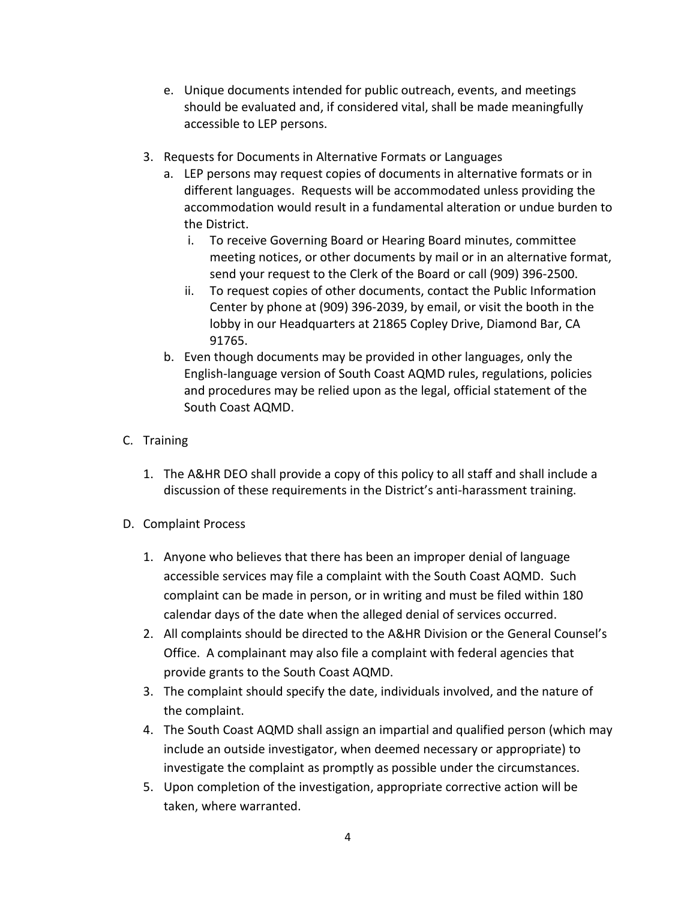e. Unique documents intended for public outreach, events, and meetings should be evaluated and, if considered vital, shall be made meaningfully accessible to LEP persons.

3. Requests for Documents in Alternative Formats or Languages
   a. LEP persons may request copies of documents in alternative formats or in different languages. Requests will be accommodated unless providing the accommodation would result in a fundamental alteration or undue burden to the District.
      i. To receive Governing Board or Hearing Board minutes, committee meeting notices, or other documents by mail or in an alternative format, send your request to the Clerk of the Board or call (909) 396-2500.
      ii. To request copies of other documents, contact the Public Information Center by phone at (909) 396-2039, by email, or visit the booth in the lobby in our Headquarters at 21865 Copley Drive, Diamond Bar, CA 91765.
   b. Even though documents may be provided in other languages, only the English-language version of South Coast AQMD rules, regulations, policies and procedures may be relied upon as the legal, official statement of the South Coast AQMD.

C. Training

1. The A&HR DEO shall provide a copy of this policy to all staff and shall include a discussion of these requirements in the District's anti-harassment training.

D. Complaint Process

1. Anyone who believes that there has been an improper denial of language accessible services may file a complaint with the South Coast AQMD. Such complaint can be made in person, or in writing and must be filed within 180 calendar days of the date when the alleged denial of services occurred.
2. All complaints should be directed to the A&HR Division or the General Counsel's Office. A complainant may also file a complaint with federal agencies that provide grants to the South Coast AQMD.
3. The complaint should specify the date, individuals involved, and the nature of the complaint.
4. The South Coast AQMD shall assign an impartial and qualified person (which may include an outside investigator, when deemed necessary or appropriate) to investigate the complaint as promptly as possible under the circumstances.
5. Upon completion of the investigation, appropriate corrective action will be taken, where warranted.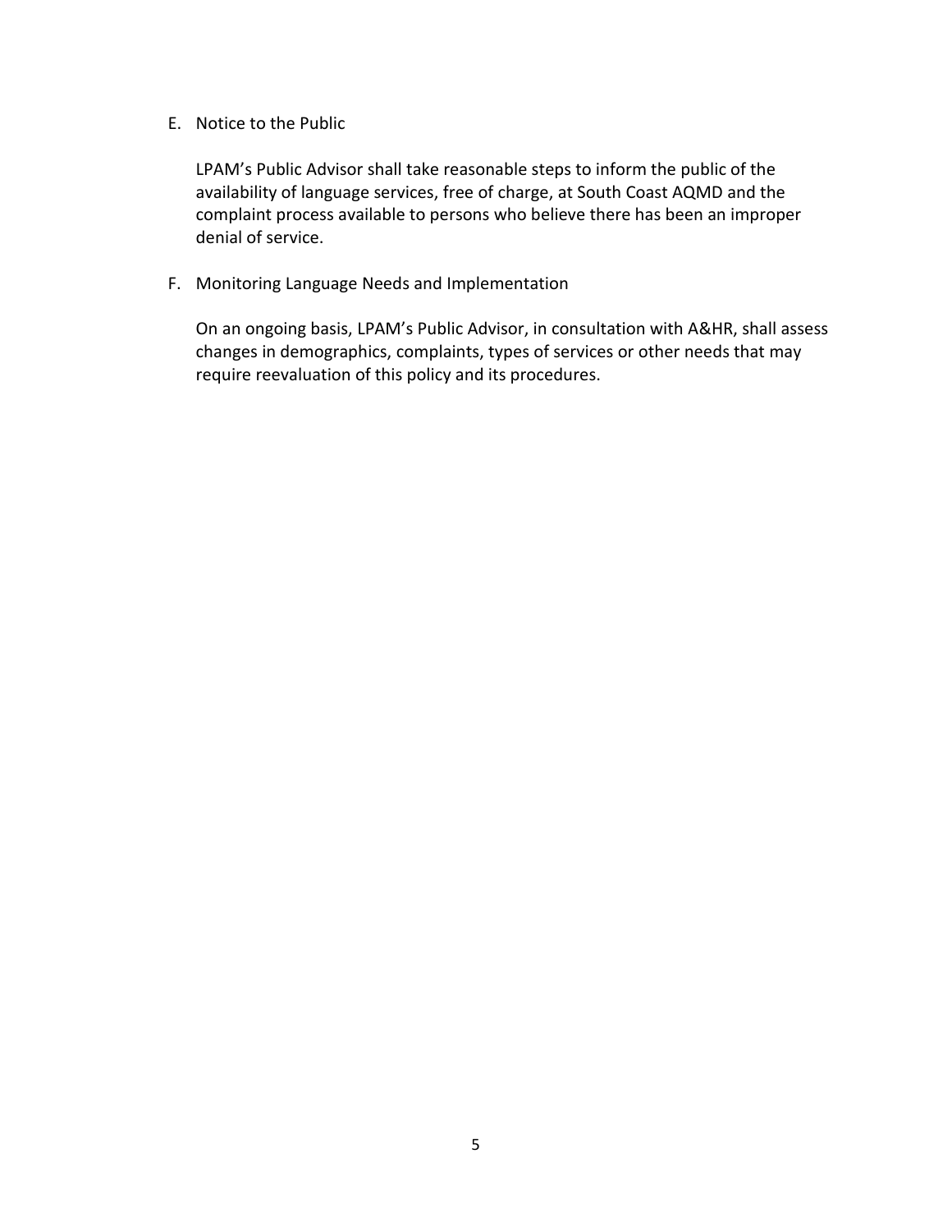E. Notice to the Public

   LPAM's Public Advisor shall take reasonable steps to inform the public of the availability of language services, free of charge, at South Coast AQMD and the complaint process available to persons who believe there has been an improper denial of service.

F. Monitoring Language Needs and Implementation

   On an ongoing basis, LPAM's Public Advisor, in consultation with A&HR, shall assess changes in demographics, complaints, types of services or other needs that may require reevaluation of this policy and its procedures.